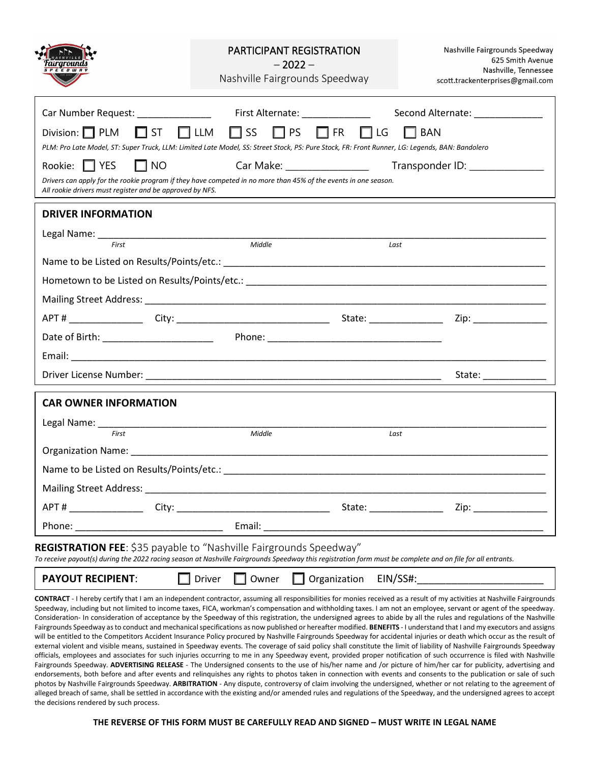# PARTICIPANT REGISTRATION

– 2022 –

Nashville Fairgrounds Speedway

Nashville Fairgrounds Speedway
625 Smith Avenue
Nashville, Tennessee
scott.trackenterprises@gmail.com

Car Number Request: ______________ First Alternate: _____________ Second Alternate: _____________

Division: ☐ PLM ☐ ST ☐ LLM ☐ SS ☐ PS ☐ FR ☐ LG ☐ BAN

*PLM: Pro Late Model, ST: Super Truck, LLM: Limited Late Model, SS: Street Stock, PS: Pure Stock, FR: Front Runner, LG: Legends, BAN: Bandolero*

Rookie: ☐ YES ☐ NO Car Make: _______________ Transponder ID: ______________

*Drivers can apply for the rookie program if they have competed in no more than 45% of the events in one season.*
*All rookie drivers must register and be approved by NFS.*

## DRIVER INFORMATION

Legal Name: ____________________________________________________________
*First* *Middle* *Last*

Name to be Listed on Results/Points/etc.: ____________________________________________

Hometown to be Listed on Results/Points/etc.: ________________________________________

Mailing Street Address: _________________________________________________________

APT # ______________ City: _____________________________ State: ______________ Zip: ______________

Date of Birth: _____________________ Phone: __________________________________

Email: _______________________________________________________________________

Driver License Number: __________________________________________ State: ____________

## CAR OWNER INFORMATION

Legal Name: ____________________________________________________________
*First* *Middle* *Last*

Organization Name: ______________________________________________________________

Name to be Listed on Results/Points/etc.: ____________________________________________

Mailing Street Address: _________________________________________________________

APT # ______________ City: _____________________________ State: ______________ Zip: ______________

Phone: ____________________________ Email: ______________________________________

**REGISTRATION FEE**: $35 payable to "Nashville Fairgrounds Speedway"

*To receive payout(s) during the 2022 racing season at Nashville Fairgrounds Speedway this registration form must be complete and on file for all entrants.*

**PAYOUT RECIPIENT**: ☐ Driver ☐ Owner ☐ Organization EIN/SS#:______________________

**CONTRACT** - I hereby certify that I am an independent contractor, assuming all responsibilities for monies received as a result of my activities at Nashville Fairgrounds Speedway, including but not limited to income taxes, FICA, workman's compensation and withholding taxes. I am not an employee, servant or agent of the speedway. Consideration- In consideration of acceptance by the Speedway of this registration, the undersigned agrees to abide by all the rules and regulations of the Nashville Fairgrounds Speedway as to conduct and mechanical specifications as now published or hereafter modified. **BENEFITS** - I understand that I and my executors and assigns will be entitled to the Competitors Accident Insurance Policy procured by Nashville Fairgrounds Speedway for accidental injuries or death which occur as the result of external violent and visible means, sustained in Speedway events. The coverage of said policy shall constitute the limit of liability of Nashville Fairgrounds Speedway officials, employees and associates for such injuries occurring to me in any Speedway event, provided proper notification of such occurrence is filed with Nashville Fairgrounds Speedway. **ADVERTISING RELEASE** - The Undersigned consents to the use of his/her name and /or picture of him/her car for publicity, advertising and endorsements, both before and after events and relinquishes any rights to photos taken in connection with events and consents to the publication or sale of such photos by Nashville Fairgrounds Speedway. **ARBITRATION** - Any dispute, controversy of claim involving the undersigned, whether or not relating to the agreement of alleged breach of same, shall be settled in accordance with the existing and/or amended rules and regulations of the Speedway, and the undersigned agrees to accept the decisions rendered by such process.

**THE REVERSE OF THIS FORM MUST BE CAREFULLY READ AND SIGNED – MUST WRITE IN LEGAL NAME**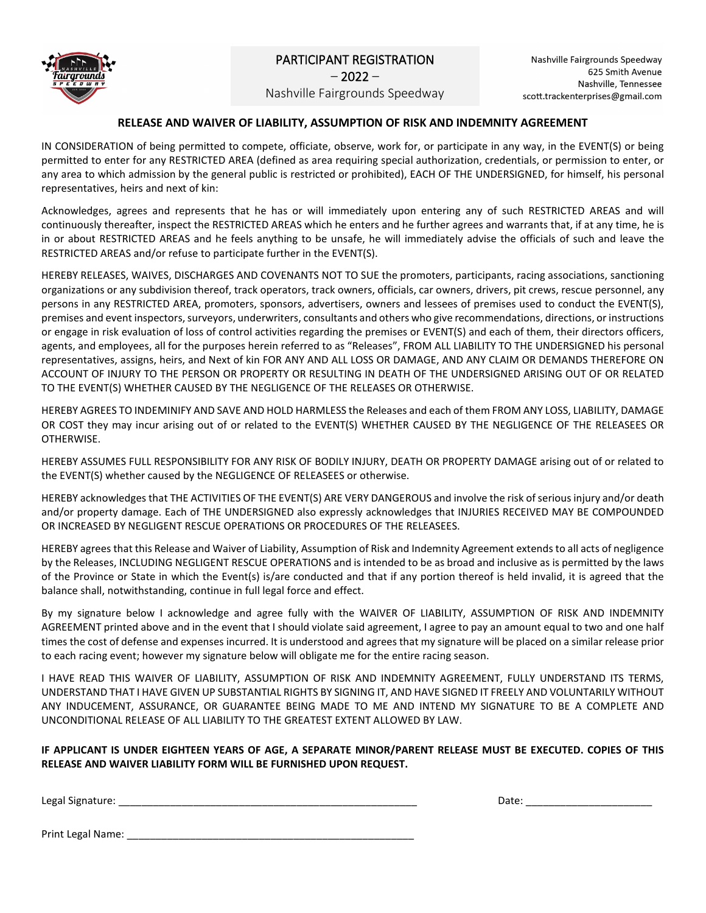PARTICIPANT REGISTRATION

– 2022 –

Nashville Fairgrounds Speedway

Nashville Fairgrounds Speedway
625 Smith Avenue
Nashville, Tennessee
scott.trackenterprises@gmail.com

## RELEASE AND WAIVER OF LIABILITY, ASSUMPTION OF RISK AND INDEMNITY AGREEMENT

IN CONSIDERATION of being permitted to compete, officiate, observe, work for, or participate in any way, in the EVENT(S) or being permitted to enter for any RESTRICTED AREA (defined as area requiring special authorization, credentials, or permission to enter, or any area to which admission by the general public is restricted or prohibited), EACH OF THE UNDERSIGNED, for himself, his personal representatives, heirs and next of kin:

Acknowledges, agrees and represents that he has or will immediately upon entering any of such RESTRICTED AREAS and will continuously thereafter, inspect the RESTRICTED AREAS which he enters and he further agrees and warrants that, if at any time, he is in or about RESTRICTED AREAS and he feels anything to be unsafe, he will immediately advise the officials of such and leave the RESTRICTED AREAS and/or refuse to participate further in the EVENT(S).

HEREBY RELEASES, WAIVES, DISCHARGES AND COVENANTS NOT TO SUE the promoters, participants, racing associations, sanctioning organizations or any subdivision thereof, track operators, track owners, officials, car owners, drivers, pit crews, rescue personnel, any persons in any RESTRICTED AREA, promoters, sponsors, advertisers, owners and lessees of premises used to conduct the EVENT(S), premises and event inspectors, surveyors, underwriters, consultants and others who give recommendations, directions, or instructions or engage in risk evaluation of loss of control activities regarding the premises or EVENT(S) and each of them, their directors officers, agents, and employees, all for the purposes herein referred to as "Releases", FROM ALL LIABILITY TO THE UNDERSIGNED his personal representatives, assigns, heirs, and Next of kin FOR ANY AND ALL LOSS OR DAMAGE, AND ANY CLAIM OR DEMANDS THEREFORE ON ACCOUNT OF INJURY TO THE PERSON OR PROPERTY OR RESULTING IN DEATH OF THE UNDERSIGNED ARISING OUT OF OR RELATED TO THE EVENT(S) WHETHER CAUSED BY THE NEGLIGENCE OF THE RELEASES OR OTHERWISE.

HEREBY AGREES TO INDEMINIFY AND SAVE AND HOLD HARMLESS the Releases and each of them FROM ANY LOSS, LIABILITY, DAMAGE OR COST they may incur arising out of or related to the EVENT(S) WHETHER CAUSED BY THE NEGLIGENCE OF THE RELEASEES OR OTHERWISE.

HEREBY ASSUMES FULL RESPONSIBILITY FOR ANY RISK OF BODILY INJURY, DEATH OR PROPERTY DAMAGE arising out of or related to the EVENT(S) whether caused by the NEGLIGENCE OF RELEASEES or otherwise.

HEREBY acknowledges that THE ACTIVITIES OF THE EVENT(S) ARE VERY DANGEROUS and involve the risk of serious injury and/or death and/or property damage. Each of THE UNDERSIGNED also expressly acknowledges that INJURIES RECEIVED MAY BE COMPOUNDED OR INCREASED BY NEGLIGENT RESCUE OPERATIONS OR PROCEDURES OF THE RELEASEES.

HEREBY agrees that this Release and Waiver of Liability, Assumption of Risk and Indemnity Agreement extends to all acts of negligence by the Releases, INCLUDING NEGLIGENT RESCUE OPERATIONS and is intended to be as broad and inclusive as is permitted by the laws of the Province or State in which the Event(s) is/are conducted and that if any portion thereof is held invalid, it is agreed that the balance shall, notwithstanding, continue in full legal force and effect.

By my signature below I acknowledge and agree fully with the WAIVER OF LIABILITY, ASSUMPTION OF RISK AND INDEMNITY AGREEMENT printed above and in the event that I should violate said agreement, I agree to pay an amount equal to two and one half times the cost of defense and expenses incurred. It is understood and agrees that my signature will be placed on a similar release prior to each racing event; however my signature below will obligate me for the entire racing season.

I HAVE READ THIS WAIVER OF LIABILITY, ASSUMPTION OF RISK AND INDEMNITY AGREEMENT, FULLY UNDERSTAND ITS TERMS, UNDERSTAND THAT I HAVE GIVEN UP SUBSTANTIAL RIGHTS BY SIGNING IT, AND HAVE SIGNED IT FREELY AND VOLUNTARILY WITHOUT ANY INDUCEMENT, ASSURANCE, OR GUARANTEE BEING MADE TO ME AND INTEND MY SIGNATURE TO BE A COMPLETE AND UNCONDITIONAL RELEASE OF ALL LIABILITY TO THE GREATEST EXTENT ALLOWED BY LAW.

**IF APPLICANT IS UNDER EIGHTEEN YEARS OF AGE, A SEPARATE MINOR/PARENT RELEASE MUST BE EXECUTED. COPIES OF THIS RELEASE AND WAIVER LIABILITY FORM WILL BE FURNISHED UPON REQUEST.**

Legal Signature: ____________________________________________________ Date: ______________________

Print Legal Name: ____________________________________________________